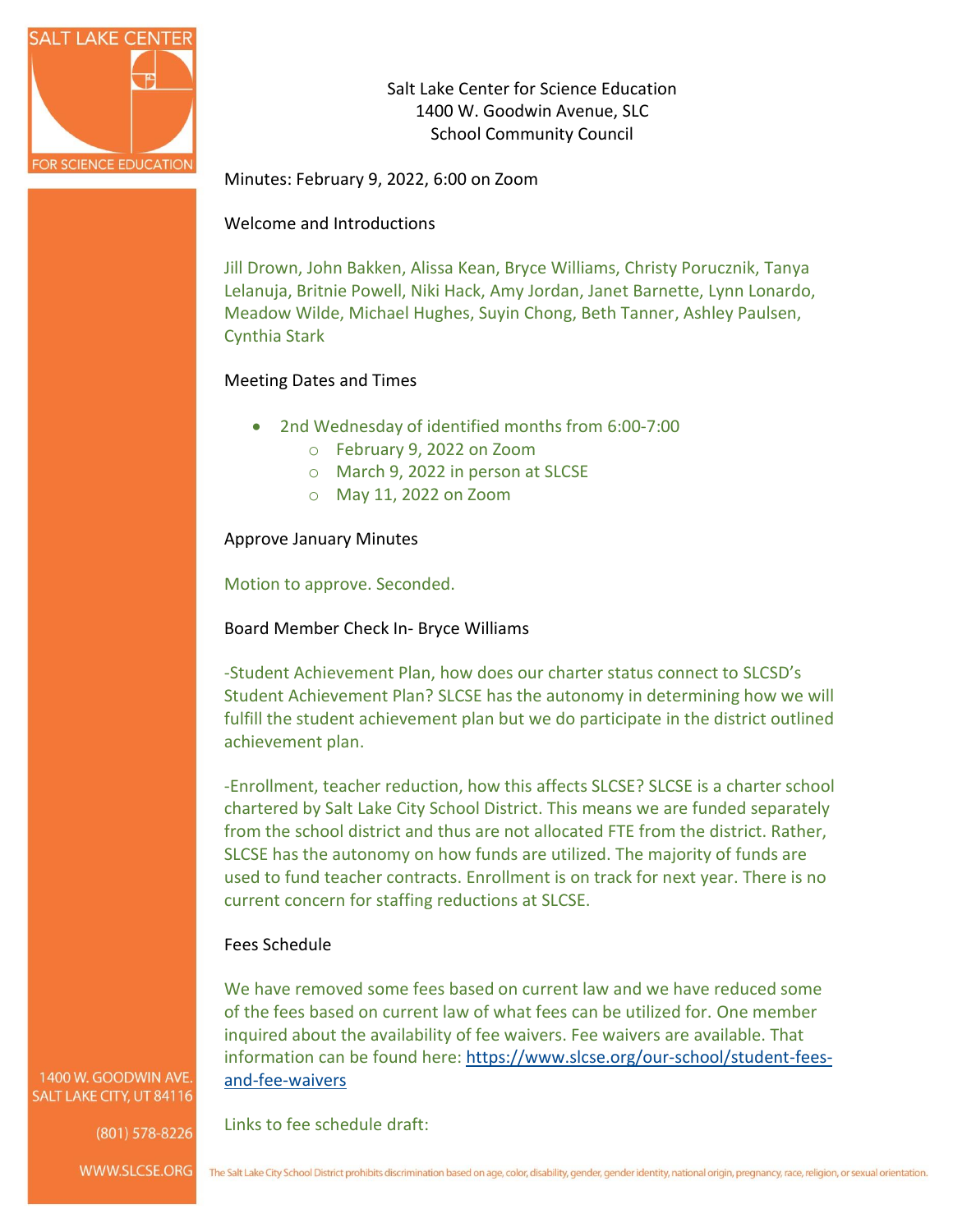Salt Lake Center for Science Education
1400 W. Goodwin Avenue, SLC
School Community Council

Minutes: February 9, 2022, 6:00 on Zoom

## Welcome and Introductions

Jill Drown, John Bakken, Alissa Kean, Bryce Williams, Christy Porucznik, Tanya Lelanuja, Britnie Powell, Niki Hack, Amy Jordan, Janet Barnette, Lynn Lonardo, Meadow Wilde, Michael Hughes, Suyin Chong, Beth Tanner, Ashley Paulsen, Cynthia Stark

## Meeting Dates and Times

- 2nd Wednesday of identified months from 6:00-7:00
  - February 9, 2022 on Zoom
  - March 9, 2022 in person at SLCSE
  - May 11, 2022 on Zoom

## Approve January Minutes

Motion to approve. Seconded.

## Board Member Check In- Bryce Williams

-Student Achievement Plan, how does our charter status connect to SLCSD's Student Achievement Plan? SLCSE has the autonomy in determining how we will fulfill the student achievement plan but we do participate in the district outlined achievement plan.

-Enrollment, teacher reduction, how this affects SLCSE? SLCSE is a charter school chartered by Salt Lake City School District. This means we are funded separately from the school district and thus are not allocated FTE from the district. Rather, SLCSE has the autonomy on how funds are utilized. The majority of funds are used to fund teacher contracts. Enrollment is on track for next year. There is no current concern for staffing reductions at SLCSE.

## Fees Schedule

We have removed some fees based on current law and we have reduced some of the fees based on current law of what fees can be utilized for. One member inquired about the availability of fee waivers. Fee waivers are available. That information can be found here: https://www.slcse.org/our-school/student-fees-and-fee-waivers

Links to fee schedule draft: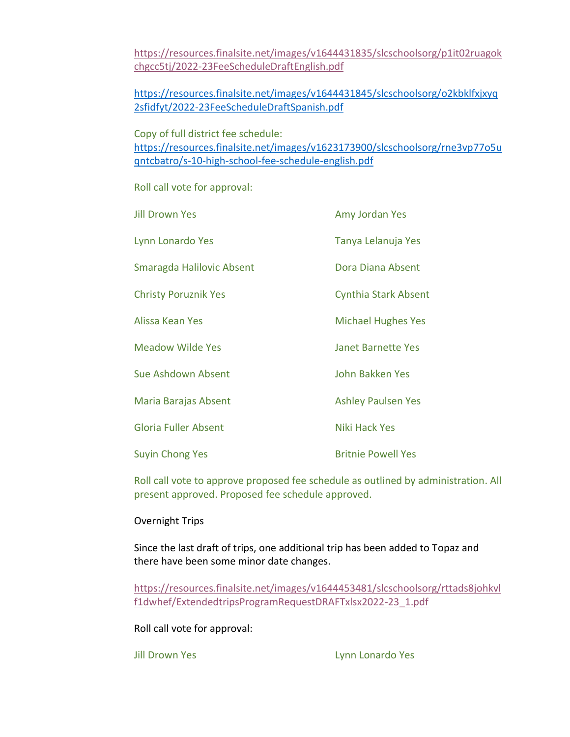https://resources.finalsite.net/images/v1644431835/slcschoolsorg/p1it02ruagokchgcc5tj/2022-23FeeScheduleDraftEnglish.pdf

https://resources.finalsite.net/images/v1644431845/slcschoolsorg/o2kbklfxjxyq2sfidfyt/2022-23FeeScheduleDraftSpanish.pdf

Copy of full district fee schedule:
https://resources.finalsite.net/images/v1623173900/slcschoolsorg/rne3vp77o5uqntcbatro/s-10-high-school-fee-schedule-english.pdf

Roll call vote for approval:

Jill Drown Yes

Lynn Lonardo Yes

Smaragda Halilovic Absent

Christy Poruznik Yes

Alissa Kean Yes

Meadow Wilde Yes

Sue Ashdown Absent

Maria Barajas Absent

Gloria Fuller Absent

Suyin Chong Yes

Amy Jordan Yes

Tanya Lelanuja Yes

Dora Diana Absent

Cynthia Stark Absent

Michael Hughes Yes

Janet Barnette Yes

John Bakken Yes

Ashley Paulsen Yes

Niki Hack Yes

Britnie Powell Yes

Roll call vote to approve proposed fee schedule as outlined by administration. All present approved. Proposed fee schedule approved.

Overnight Trips

Since the last draft of trips, one additional trip has been added to Topaz and there have been some minor date changes.

https://resources.finalsite.net/images/v1644453481/slcschoolsorg/rttads8johkvlf1dwhef/ExtendedtripsProgramRequestDRAFTxlsx2022-23_1.pdf

Roll call vote for approval:

Jill Drown Yes

Lynn Lonardo Yes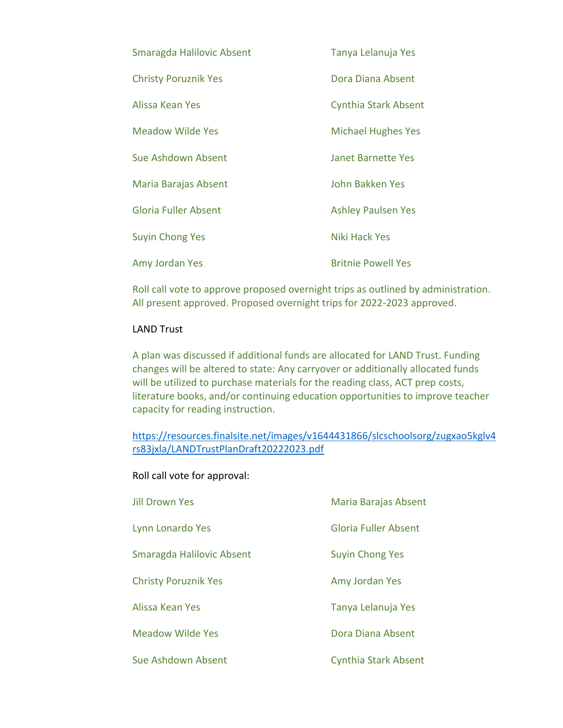Smaragda Halilovic Absent

Tanya Lelanuja Yes

Christy Poruznik Yes

Dora Diana Absent

Alissa Kean Yes

Cynthia Stark Absent

Meadow Wilde Yes

Michael Hughes Yes

Sue Ashdown Absent

Janet Barnette Yes

Maria Barajas Absent

John Bakken Yes

Gloria Fuller Absent

Ashley Paulsen Yes

Suyin Chong Yes

Niki Hack Yes

Amy Jordan Yes

Britnie Powell Yes

Roll call vote to approve proposed overnight trips as outlined by administration. All present approved. Proposed overnight trips for 2022-2023 approved.

LAND Trust

A plan was discussed if additional funds are allocated for LAND Trust. Funding changes will be altered to state: Any carryover or additionally allocated funds will be utilized to purchase materials for the reading class, ACT prep costs, literature books, and/or continuing education opportunities to improve teacher capacity for reading instruction.

https://resources.finalsite.net/images/v1644431866/slcschoolsorg/zugxao5kglv4rs83jxla/LANDTrustPlanDraft20222023.pdf

Roll call vote for approval:

Jill Drown Yes

Maria Barajas Absent

Lynn Lonardo Yes

Gloria Fuller Absent

Smaragda Halilovic Absent

Suyin Chong Yes

Christy Poruznik Yes

Amy Jordan Yes

Alissa Kean Yes

Tanya Lelanuja Yes

Meadow Wilde Yes

Dora Diana Absent

Sue Ashdown Absent

Cynthia Stark Absent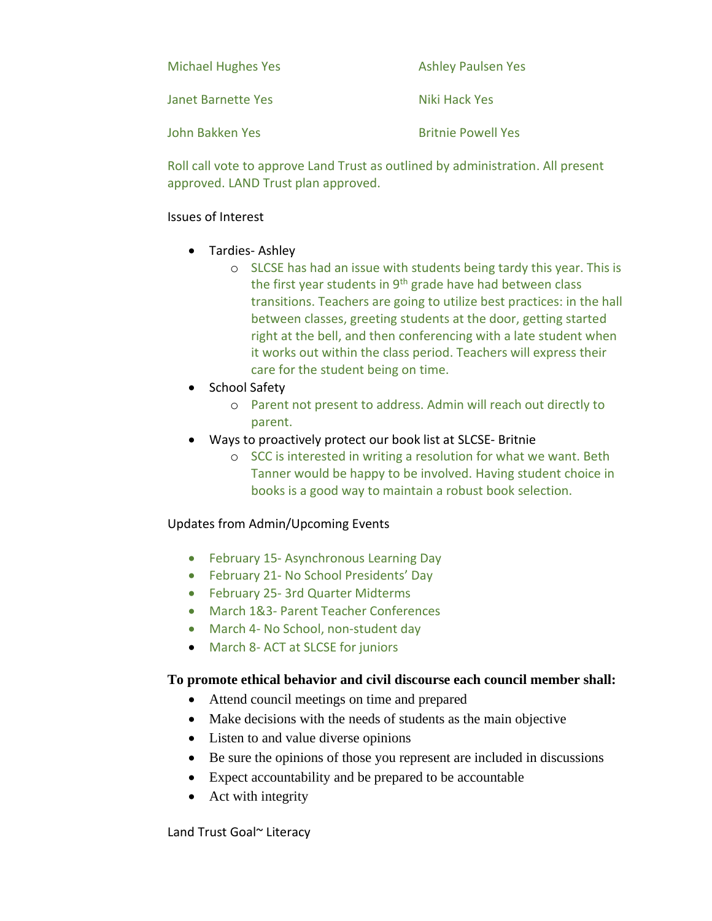Michael Hughes Yes

Ashley Paulsen Yes

Janet Barnette Yes

Niki Hack Yes

John Bakken Yes

Britnie Powell Yes

Roll call vote to approve Land Trust as outlined by administration. All present approved. LAND Trust plan approved.

Issues of Interest

- Tardies- Ashley
  - SLCSE has had an issue with students being tardy this year. This is the first year students in 9th grade have had between class transitions. Teachers are going to utilize best practices: in the hall between classes, greeting students at the door, getting started right at the bell, and then conferencing with a late student when it works out within the class period. Teachers will express their care for the student being on time.
- School Safety
  - Parent not present to address. Admin will reach out directly to parent.
- Ways to proactively protect our book list at SLCSE- Britnie
  - SCC is interested in writing a resolution for what we want. Beth Tanner would be happy to be involved. Having student choice in books is a good way to maintain a robust book selection.

Updates from Admin/Upcoming Events

- February 15- Asynchronous Learning Day
- February 21- No School Presidents' Day
- February 25- 3rd Quarter Midterms
- March 1&3- Parent Teacher Conferences
- March 4- No School, non-student day
- March 8- ACT at SLCSE for juniors

**To promote ethical behavior and civil discourse each council member shall:**

- Attend council meetings on time and prepared
- Make decisions with the needs of students as the main objective
- Listen to and value diverse opinions
- Be sure the opinions of those you represent are included in discussions
- Expect accountability and be prepared to be accountable
- Act with integrity

Land Trust Goal~ Literacy